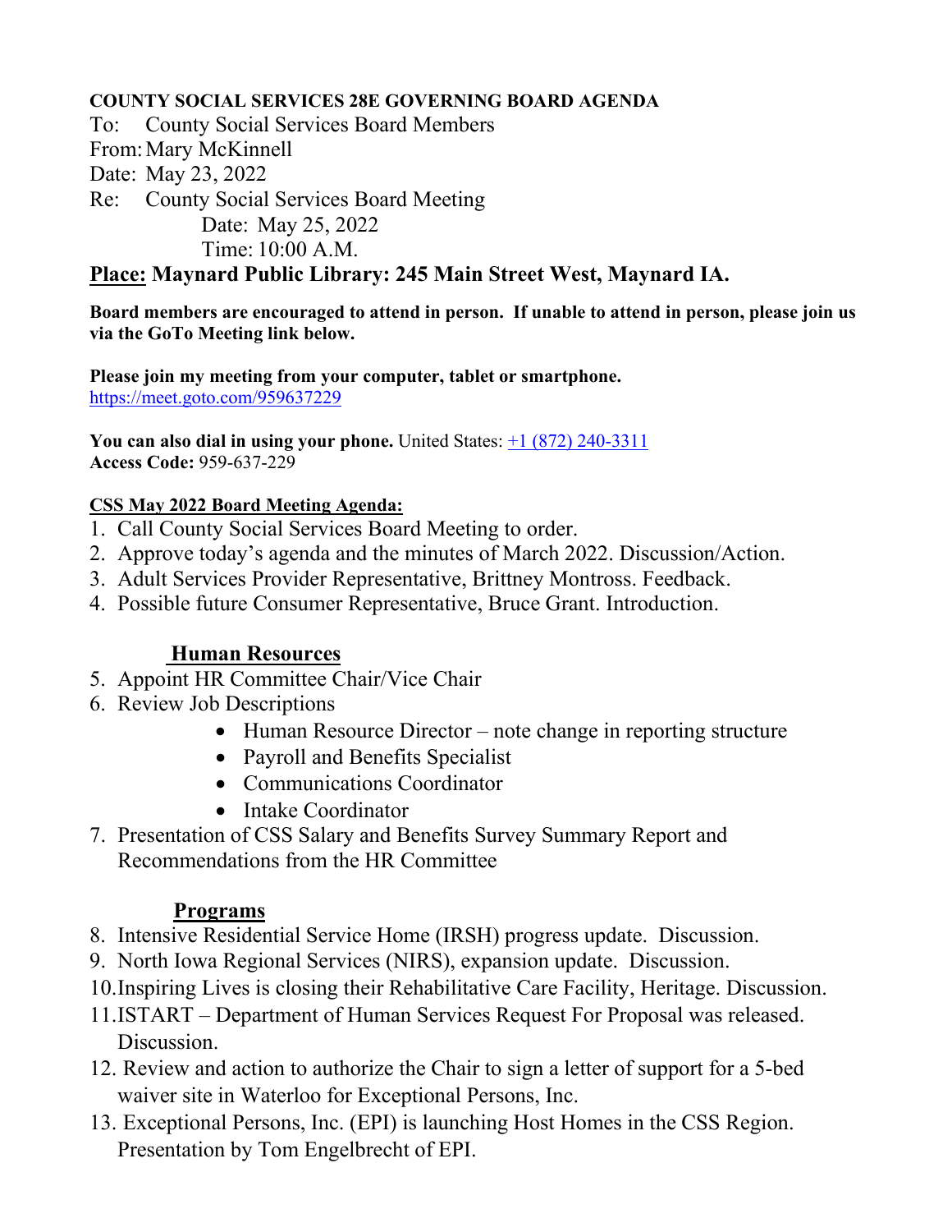**COUNTY SOCIAL SERVICES 28E GOVERNING BOARD AGENDA**

To: County Social Services Board Members
From: Mary McKinnell
Date: May 23, 2022
Re: County Social Services Board Meeting
Date: May 25, 2022
Time: 10:00 A.M.

## <u>Place:</u> Maynard Public Library: 245 Main Street West, Maynard IA.

**Board members are encouraged to attend in person. If unable to attend in person, please join us via the GoTo Meeting link below.**

**Please join my meeting from your computer, tablet or smartphone.**
https://meet.goto.com/959637229

**You can also dial in using your phone.** United States: +1 (872) 240-3311
**Access Code:** 959-637-229

**<u>CSS May 2022 Board Meeting Agenda:</u>**

1. Call County Social Services Board Meeting to order.
2. Approve today's agenda and the minutes of March 2022. Discussion/Action.
3. Adult Services Provider Representative, Brittney Montross. Feedback.
4. Possible future Consumer Representative, Bruce Grant. Introduction.

### <u>Human Resources</u>

5. Appoint HR Committee Chair/Vice Chair
6. Review Job Descriptions
   - Human Resource Director – note change in reporting structure
   - Payroll and Benefits Specialist
   - Communications Coordinator
   - Intake Coordinator
7. Presentation of CSS Salary and Benefits Survey Summary Report and Recommendations from the HR Committee

### <u>Programs</u>

8. Intensive Residential Service Home (IRSH) progress update. Discussion.
9. North Iowa Regional Services (NIRS), expansion update. Discussion.
10. Inspiring Lives is closing their Rehabilitative Care Facility, Heritage. Discussion.
11. ISTART – Department of Human Services Request For Proposal was released. Discussion.
12. Review and action to authorize the Chair to sign a letter of support for a 5-bed waiver site in Waterloo for Exceptional Persons, Inc.
13. Exceptional Persons, Inc. (EPI) is launching Host Homes in the CSS Region. Presentation by Tom Engelbrecht of EPI.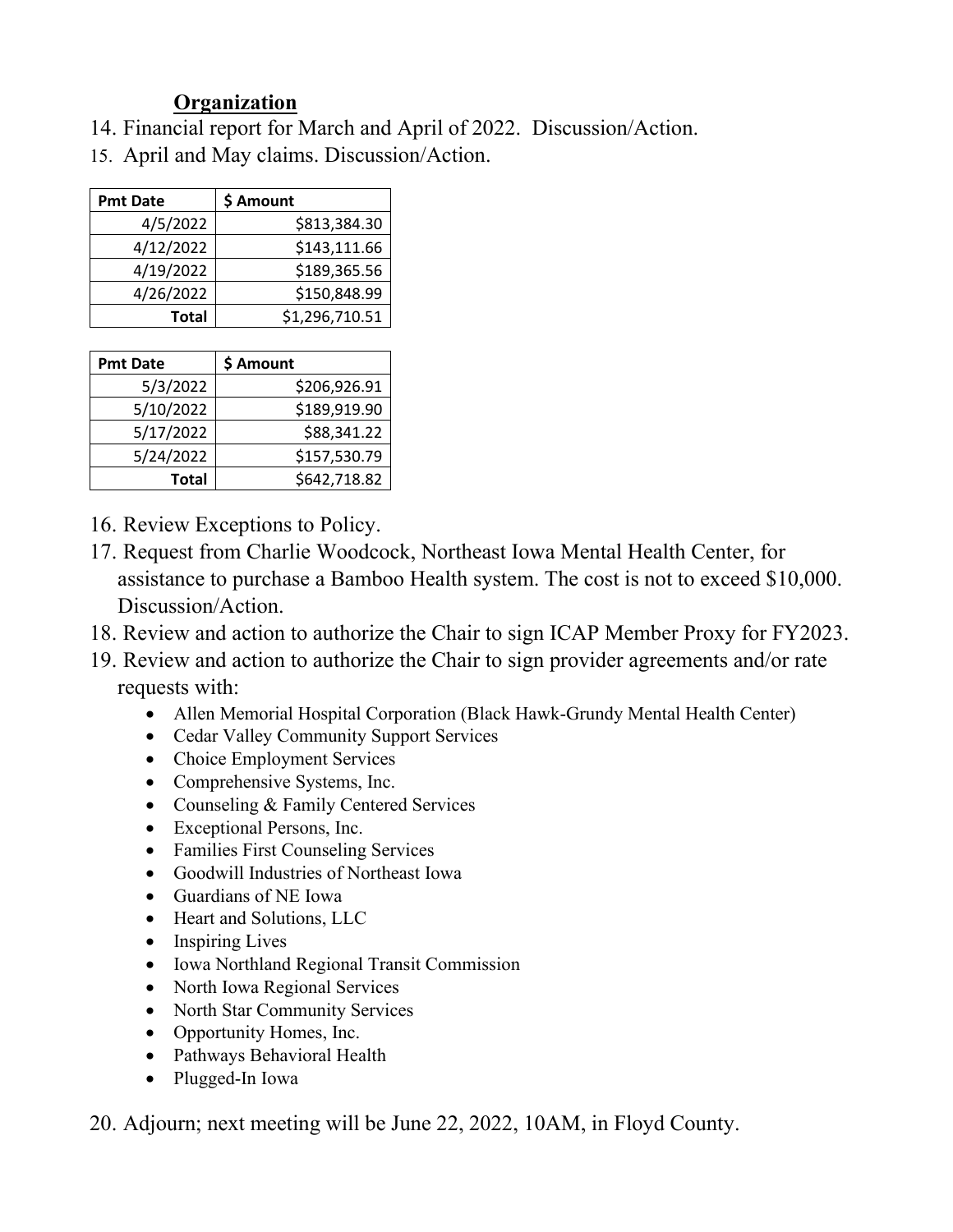## **Organization**

14. Financial report for March and April of 2022. Discussion/Action.
15. April and May claims. Discussion/Action.

| Pmt Date | $ Amount |
|---|---|
| 4/5/2022 | $813,384.30 |
| 4/12/2022 | $143,111.66 |
| 4/19/2022 | $189,365.56 |
| 4/26/2022 | $150,848.99 |
| **Total** | $1,296,710.51 |

| Pmt Date | $ Amount |
|---|---|
| 5/3/2022 | $206,926.91 |
| 5/10/2022 | $189,919.90 |
| 5/17/2022 | $88,341.22 |
| 5/24/2022 | $157,530.79 |
| **Total** | $642,718.82 |

16. Review Exceptions to Policy.
17. Request from Charlie Woodcock, Northeast Iowa Mental Health Center, for assistance to purchase a Bamboo Health system. The cost is not to exceed $10,000. Discussion/Action.
18. Review and action to authorize the Chair to sign ICAP Member Proxy for FY2023.
19. Review and action to authorize the Chair to sign provider agreements and/or rate requests with:
    - Allen Memorial Hospital Corporation (Black Hawk-Grundy Mental Health Center)
    - Cedar Valley Community Support Services
    - Choice Employment Services
    - Comprehensive Systems, Inc.
    - Counseling & Family Centered Services
    - Exceptional Persons, Inc.
    - Families First Counseling Services
    - Goodwill Industries of Northeast Iowa
    - Guardians of NE Iowa
    - Heart and Solutions, LLC
    - Inspiring Lives
    - Iowa Northland Regional Transit Commission
    - North Iowa Regional Services
    - North Star Community Services
    - Opportunity Homes, Inc.
    - Pathways Behavioral Health
    - Plugged-In Iowa
20. Adjourn; next meeting will be June 22, 2022, 10AM, in Floyd County.